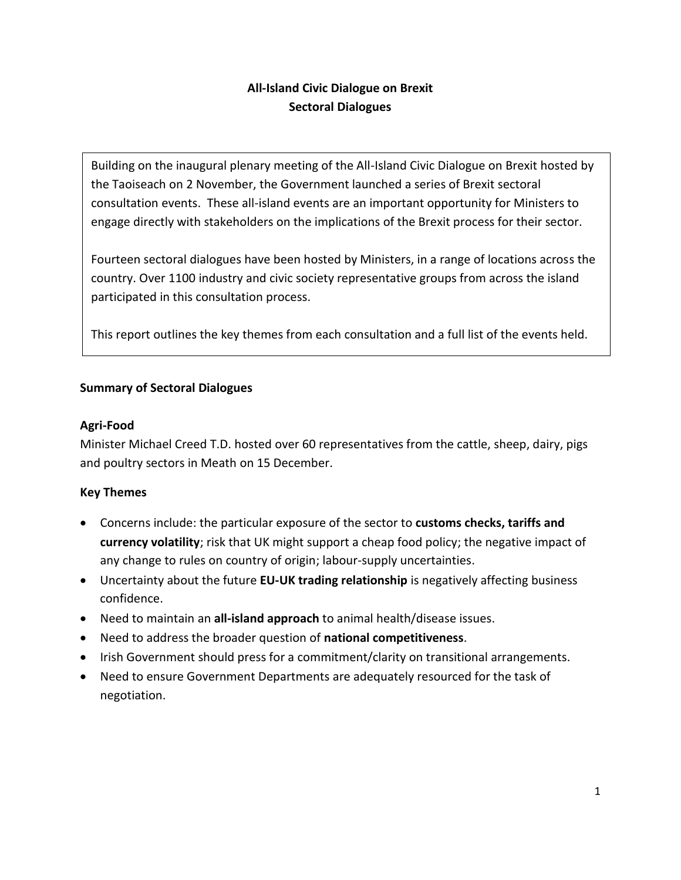# All-Island Civic Dialogue on Brexit
## Sectoral Dialogues

Building on the inaugural plenary meeting of the All-Island Civic Dialogue on Brexit hosted by the Taoiseach on 2 November, the Government launched a series of Brexit sectoral consultation events. These all-island events are an important opportunity for Ministers to engage directly with stakeholders on the implications of the Brexit process for their sector.

Fourteen sectoral dialogues have been hosted by Ministers, in a range of locations across the country. Over 1100 industry and civic society representative groups from across the island participated in this consultation process.

This report outlines the key themes from each consultation and a full list of the events held.

### Summary of Sectoral Dialogues

#### Agri-Food

Minister Michael Creed T.D. hosted over 60 representatives from the cattle, sheep, dairy, pigs and poultry sectors in Meath on 15 December.

#### Key Themes

- Concerns include: the particular exposure of the sector to **customs checks, tariffs and currency volatility**; risk that UK might support a cheap food policy; the negative impact of any change to rules on country of origin; labour-supply uncertainties.
- Uncertainty about the future **EU-UK trading relationship** is negatively affecting business confidence.
- Need to maintain an **all-island approach** to animal health/disease issues.
- Need to address the broader question of **national competitiveness**.
- Irish Government should press for a commitment/clarity on transitional arrangements.
- Need to ensure Government Departments are adequately resourced for the task of negotiation.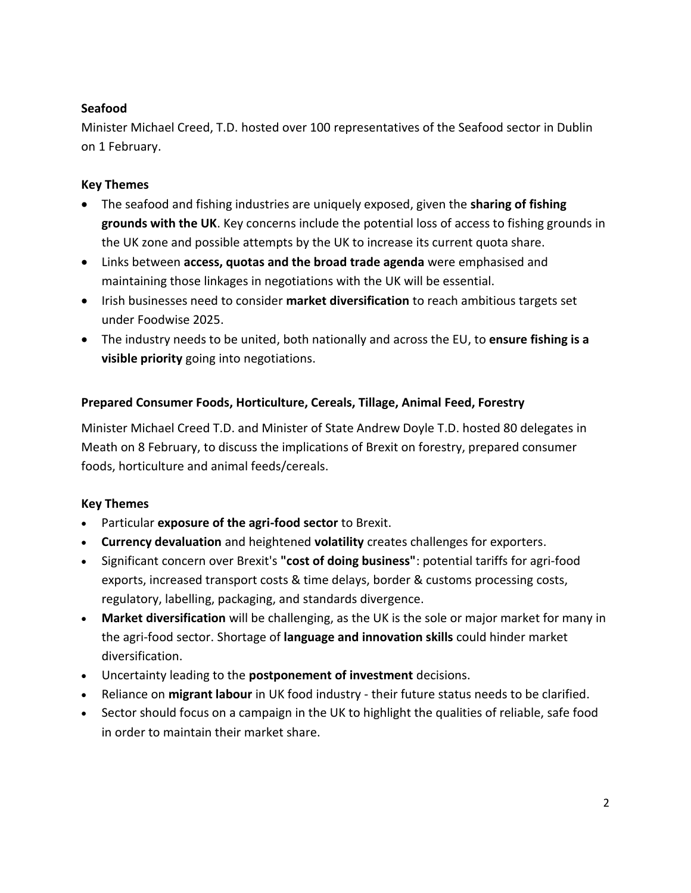**Seafood**

Minister Michael Creed, T.D. hosted over 100 representatives of the Seafood sector in Dublin on 1 February.

**Key Themes**

- The seafood and fishing industries are uniquely exposed, given the **sharing of fishing grounds with the UK**. Key concerns include the potential loss of access to fishing grounds in the UK zone and possible attempts by the UK to increase its current quota share.
- Links between **access, quotas and the broad trade agenda** were emphasised and maintaining those linkages in negotiations with the UK will be essential.
- Irish businesses need to consider **market diversification** to reach ambitious targets set under Foodwise 2025.
- The industry needs to be united, both nationally and across the EU, to **ensure fishing is a visible priority** going into negotiations.

**Prepared Consumer Foods, Horticulture, Cereals, Tillage, Animal Feed, Forestry**

Minister Michael Creed T.D. and Minister of State Andrew Doyle T.D. hosted 80 delegates in Meath on 8 February, to discuss the implications of Brexit on forestry, prepared consumer foods, horticulture and animal feeds/cereals.

**Key Themes**

- Particular **exposure of the agri-food sector** to Brexit.
- **Currency devaluation** and heightened **volatility** creates challenges for exporters.
- Significant concern over Brexit's **"cost of doing business"**: potential tariffs for agri-food exports, increased transport costs & time delays, border & customs processing costs, regulatory, labelling, packaging, and standards divergence.
- **Market diversification** will be challenging, as the UK is the sole or major market for many in the agri-food sector. Shortage of **language and innovation skills** could hinder market diversification.
- Uncertainty leading to the **postponement of investment** decisions.
- Reliance on **migrant labour** in UK food industry - their future status needs to be clarified.
- Sector should focus on a campaign in the UK to highlight the qualities of reliable, safe food in order to maintain their market share.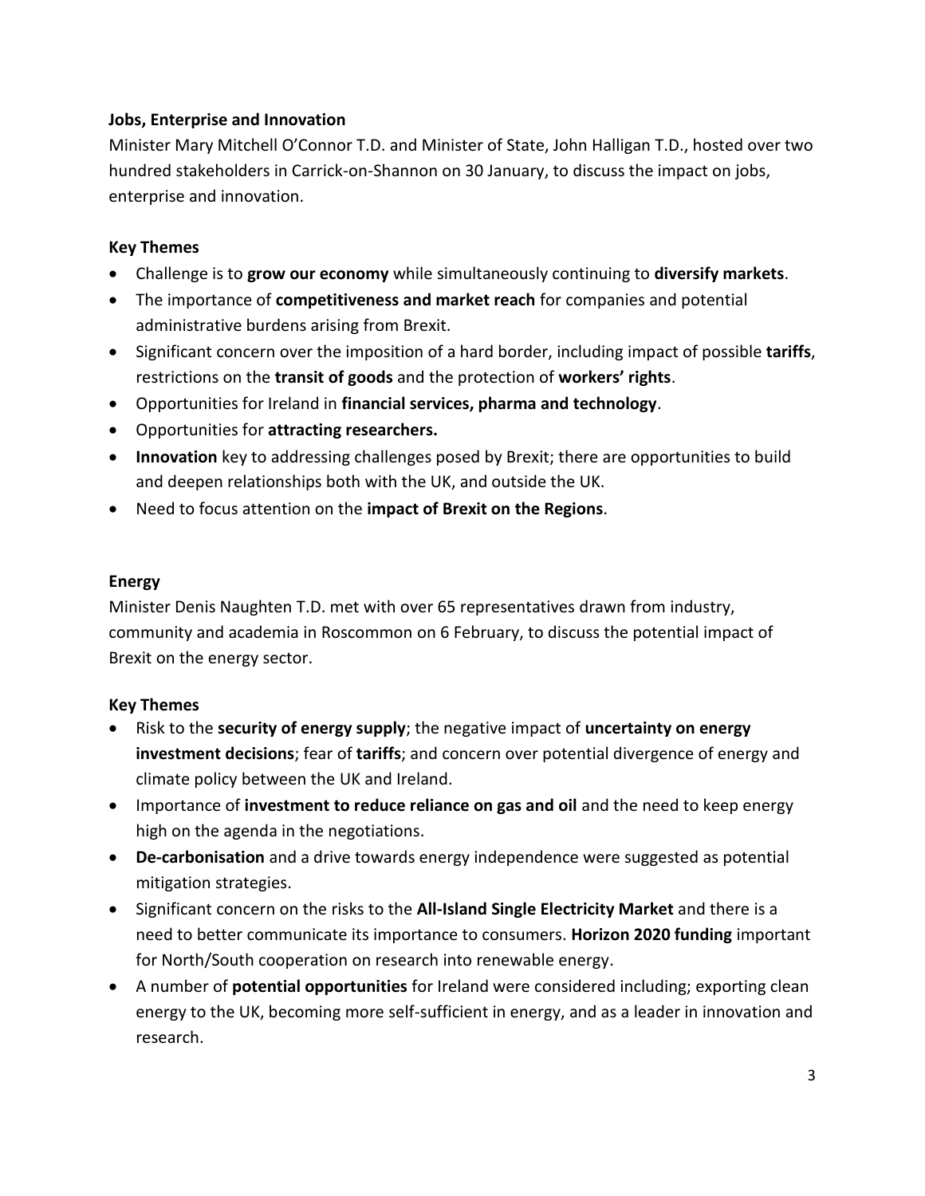**Jobs, Enterprise and Innovation**

Minister Mary Mitchell O'Connor T.D. and Minister of State, John Halligan T.D., hosted over two hundred stakeholders in Carrick-on-Shannon on 30 January, to discuss the impact on jobs, enterprise and innovation.

**Key Themes**

- Challenge is to **grow our economy** while simultaneously continuing to **diversify markets**.
- The importance of **competitiveness and market reach** for companies and potential administrative burdens arising from Brexit.
- Significant concern over the imposition of a hard border, including impact of possible **tariffs**, restrictions on the **transit of goods** and the protection of **workers' rights**.
- Opportunities for Ireland in **financial services, pharma and technology**.
- Opportunities for **attracting researchers.**
- **Innovation** key to addressing challenges posed by Brexit; there are opportunities to build and deepen relationships both with the UK, and outside the UK.
- Need to focus attention on the **impact of Brexit on the Regions**.

**Energy**

Minister Denis Naughten T.D. met with over 65 representatives drawn from industry, community and academia in Roscommon on 6 February, to discuss the potential impact of Brexit on the energy sector.

**Key Themes**

- Risk to the **security of energy supply**; the negative impact of **uncertainty on energy investment decisions**; fear of **tariffs**; and concern over potential divergence of energy and climate policy between the UK and Ireland.
- Importance of **investment to reduce reliance on gas and oil** and the need to keep energy high on the agenda in the negotiations.
- **De-carbonisation** and a drive towards energy independence were suggested as potential mitigation strategies.
- Significant concern on the risks to the **All-Island Single Electricity Market** and there is a need to better communicate its importance to consumers. **Horizon 2020 funding** important for North/South cooperation on research into renewable energy.
- A number of **potential opportunities** for Ireland were considered including; exporting clean energy to the UK, becoming more self-sufficient in energy, and as a leader in innovation and research.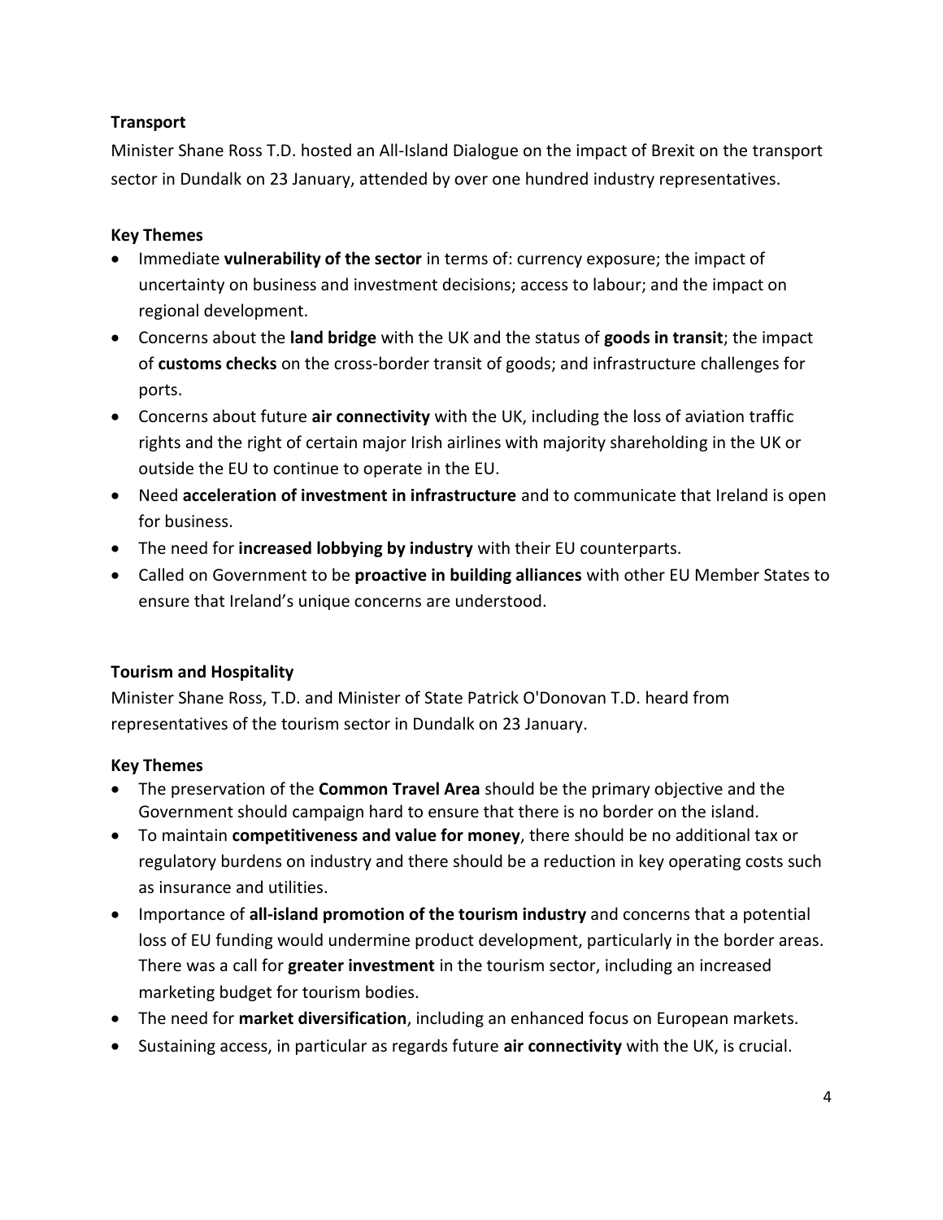**Transport**

Minister Shane Ross T.D. hosted an All-Island Dialogue on the impact of Brexit on the transport sector in Dundalk on 23 January, attended by over one hundred industry representatives.

**Key Themes**

- Immediate **vulnerability of the sector** in terms of: currency exposure; the impact of uncertainty on business and investment decisions; access to labour; and the impact on regional development.
- Concerns about the **land bridge** with the UK and the status of **goods in transit**; the impact of **customs checks** on the cross-border transit of goods; and infrastructure challenges for ports.
- Concerns about future **air connectivity** with the UK, including the loss of aviation traffic rights and the right of certain major Irish airlines with majority shareholding in the UK or outside the EU to continue to operate in the EU.
- Need **acceleration of investment in infrastructure** and to communicate that Ireland is open for business.
- The need for **increased lobbying by industry** with their EU counterparts.
- Called on Government to be **proactive in building alliances** with other EU Member States to ensure that Ireland's unique concerns are understood.

**Tourism and Hospitality**

Minister Shane Ross, T.D. and Minister of State Patrick O'Donovan T.D. heard from representatives of the tourism sector in Dundalk on 23 January.

**Key Themes**

- The preservation of the **Common Travel Area** should be the primary objective and the Government should campaign hard to ensure that there is no border on the island.
- To maintain **competitiveness and value for money**, there should be no additional tax or regulatory burdens on industry and there should be a reduction in key operating costs such as insurance and utilities.
- Importance of **all-island promotion of the tourism industry** and concerns that a potential loss of EU funding would undermine product development, particularly in the border areas. There was a call for **greater investment** in the tourism sector, including an increased marketing budget for tourism bodies.
- The need for **market diversification**, including an enhanced focus on European markets.
- Sustaining access, in particular as regards future **air connectivity** with the UK, is crucial.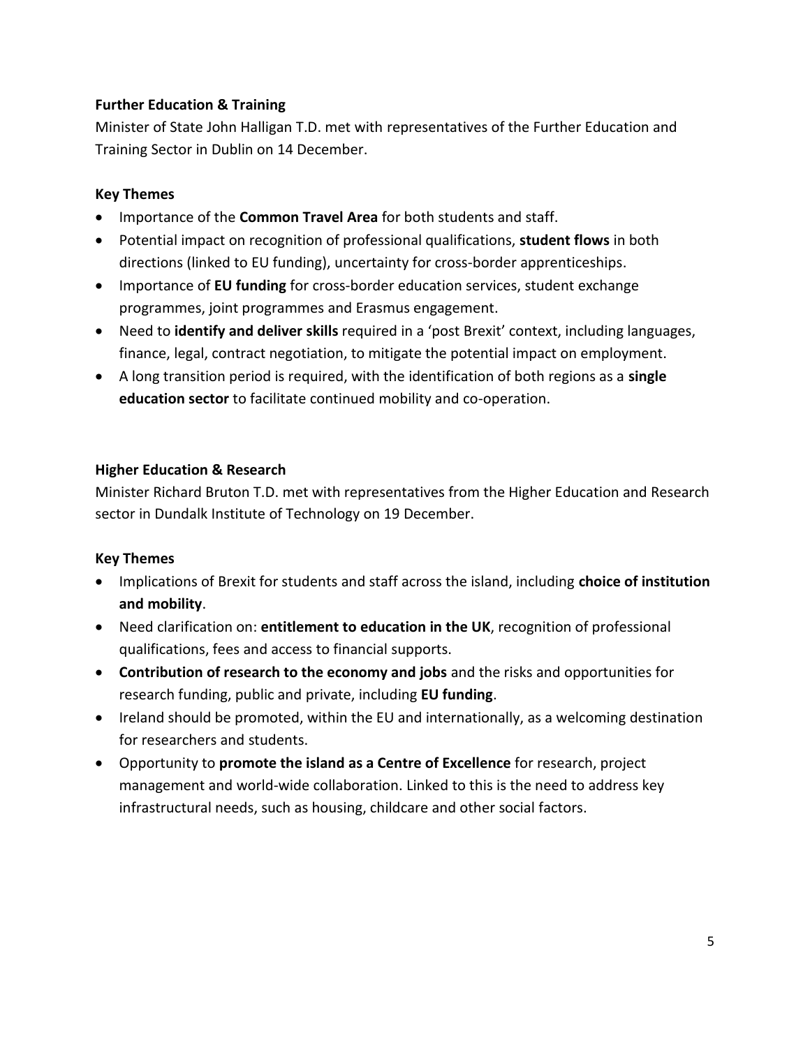**Further Education & Training**

Minister of State John Halligan T.D. met with representatives of the Further Education and Training Sector in Dublin on 14 December.

**Key Themes**

- Importance of the **Common Travel Area** for both students and staff.
- Potential impact on recognition of professional qualifications, **student flows** in both directions (linked to EU funding), uncertainty for cross-border apprenticeships.
- Importance of **EU funding** for cross-border education services, student exchange programmes, joint programmes and Erasmus engagement.
- Need to **identify and deliver skills** required in a 'post Brexit' context, including languages, finance, legal, contract negotiation, to mitigate the potential impact on employment.
- A long transition period is required, with the identification of both regions as a **single education sector** to facilitate continued mobility and co-operation.

**Higher Education & Research**

Minister Richard Bruton T.D. met with representatives from the Higher Education and Research sector in Dundalk Institute of Technology on 19 December.

**Key Themes**

- Implications of Brexit for students and staff across the island, including **choice of institution and mobility**.
- Need clarification on: **entitlement to education in the UK**, recognition of professional qualifications, fees and access to financial supports.
- **Contribution of research to the economy and jobs** and the risks and opportunities for research funding, public and private, including **EU funding**.
- Ireland should be promoted, within the EU and internationally, as a welcoming destination for researchers and students.
- Opportunity to **promote the island as a Centre of Excellence** for research, project management and world-wide collaboration. Linked to this is the need to address key infrastructural needs, such as housing, childcare and other social factors.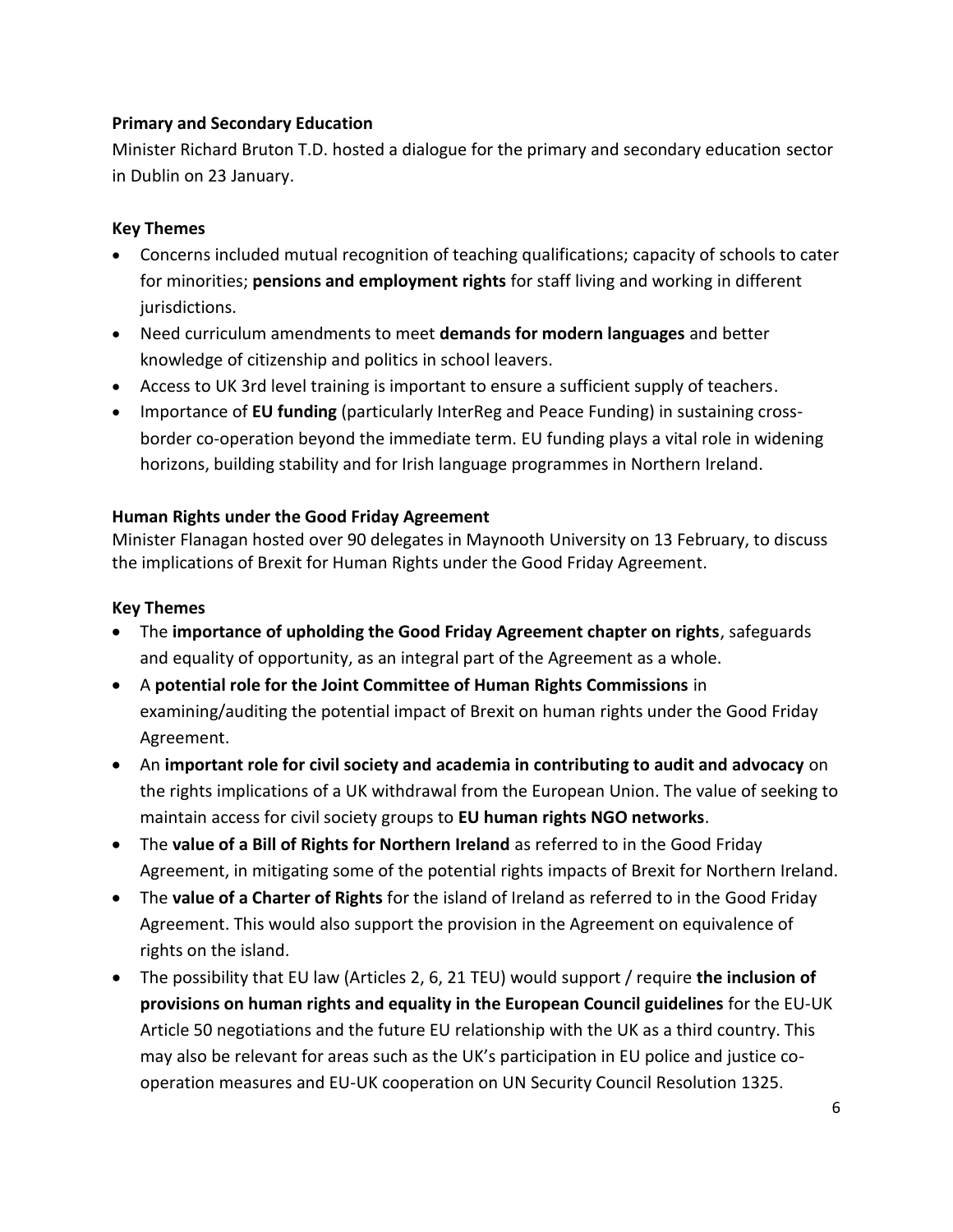**Primary and Secondary Education**

Minister Richard Bruton T.D. hosted a dialogue for the primary and secondary education sector in Dublin on 23 January.

**Key Themes**

- Concerns included mutual recognition of teaching qualifications; capacity of schools to cater for minorities; **pensions and employment rights** for staff living and working in different jurisdictions.
- Need curriculum amendments to meet **demands for modern languages** and better knowledge of citizenship and politics in school leavers.
- Access to UK 3rd level training is important to ensure a sufficient supply of teachers.
- Importance of **EU funding** (particularly InterReg and Peace Funding) in sustaining cross-border co-operation beyond the immediate term. EU funding plays a vital role in widening horizons, building stability and for Irish language programmes in Northern Ireland.

**Human Rights under the Good Friday Agreement**

Minister Flanagan hosted over 90 delegates in Maynooth University on 13 February, to discuss the implications of Brexit for Human Rights under the Good Friday Agreement.

**Key Themes**

- The **importance of upholding the Good Friday Agreement chapter on rights**, safeguards and equality of opportunity, as an integral part of the Agreement as a whole.
- A **potential role for the Joint Committee of Human Rights Commissions** in examining/auditing the potential impact of Brexit on human rights under the Good Friday Agreement.
- An **important role for civil society and academia in contributing to audit and advocacy** on the rights implications of a UK withdrawal from the European Union. The value of seeking to maintain access for civil society groups to **EU human rights NGO networks**.
- The **value of a Bill of Rights for Northern Ireland** as referred to in the Good Friday Agreement, in mitigating some of the potential rights impacts of Brexit for Northern Ireland.
- The **value of a Charter of Rights** for the island of Ireland as referred to in the Good Friday Agreement. This would also support the provision in the Agreement on equivalence of rights on the island.
- The possibility that EU law (Articles 2, 6, 21 TEU) would support / require **the inclusion of provisions on human rights and equality in the European Council guidelines** for the EU-UK Article 50 negotiations and the future EU relationship with the UK as a third country. This may also be relevant for areas such as the UK's participation in EU police and justice co-operation measures and EU-UK cooperation on UN Security Council Resolution 1325.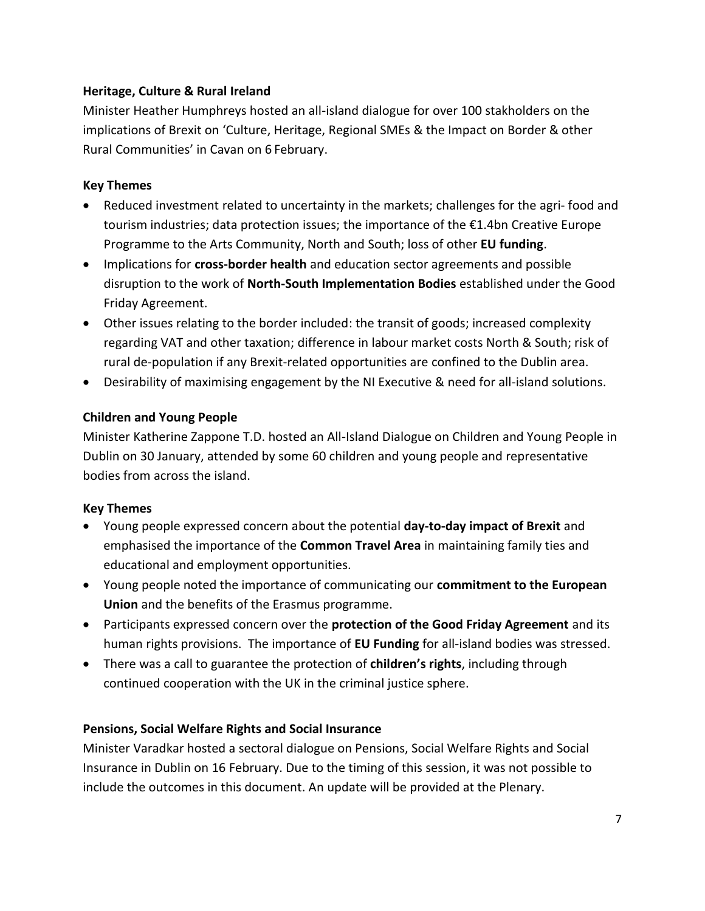**Heritage, Culture & Rural Ireland**

Minister Heather Humphreys hosted an all-island dialogue for over 100 stakholders on the implications of Brexit on 'Culture, Heritage, Regional SMEs & the Impact on Border & other Rural Communities' in Cavan on 6 February.

**Key Themes**

- Reduced investment related to uncertainty in the markets; challenges for the agri- food and tourism industries; data protection issues; the importance of the €1.4bn Creative Europe Programme to the Arts Community, North and South; loss of other **EU funding**.
- Implications for **cross-border health** and education sector agreements and possible disruption to the work of **North-South Implementation Bodies** established under the Good Friday Agreement.
- Other issues relating to the border included: the transit of goods; increased complexity regarding VAT and other taxation; difference in labour market costs North & South; risk of rural de-population if any Brexit-related opportunities are confined to the Dublin area.
- Desirability of maximising engagement by the NI Executive & need for all-island solutions.

**Children and Young People**

Minister Katherine Zappone T.D. hosted an All-Island Dialogue on Children and Young People in Dublin on 30 January, attended by some 60 children and young people and representative bodies from across the island.

**Key Themes**

- Young people expressed concern about the potential **day-to-day impact of Brexit** and emphasised the importance of the **Common Travel Area** in maintaining family ties and educational and employment opportunities.
- Young people noted the importance of communicating our **commitment to the European Union** and the benefits of the Erasmus programme.
- Participants expressed concern over the **protection of the Good Friday Agreement** and its human rights provisions. The importance of **EU Funding** for all-island bodies was stressed.
- There was a call to guarantee the protection of **children's rights**, including through continued cooperation with the UK in the criminal justice sphere.

**Pensions, Social Welfare Rights and Social Insurance**

Minister Varadkar hosted a sectoral dialogue on Pensions, Social Welfare Rights and Social Insurance in Dublin on 16 February. Due to the timing of this session, it was not possible to include the outcomes in this document. An update will be provided at the Plenary.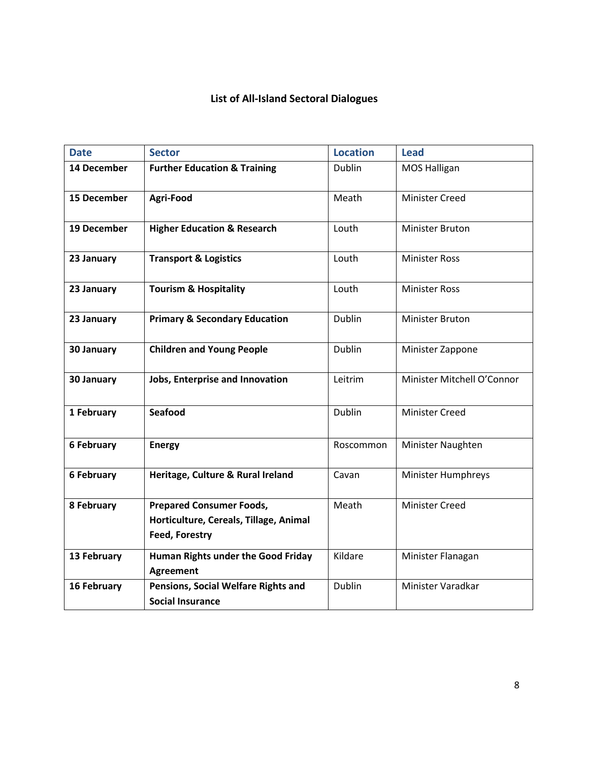**List of All-Island Sectoral Dialogues**

| Date | Sector | Location | Lead |
|---|---|---|---|
| **14 December** | **Further Education & Training** | Dublin | MOS Halligan |
| **15 December** | **Agri-Food** | Meath | Minister Creed |
| **19 December** | **Higher Education & Research** | Louth | Minister Bruton |
| **23 January** | **Transport & Logistics** | Louth | Minister Ross |
| **23 January** | **Tourism & Hospitality** | Louth | Minister Ross |
| **23 January** | **Primary & Secondary Education** | Dublin | Minister Bruton |
| **30 January** | **Children and Young People** | Dublin | Minister Zappone |
| **30 January** | **Jobs, Enterprise and Innovation** | Leitrim | Minister Mitchell O'Connor |
| **1 February** | **Seafood** | Dublin | Minister Creed |
| **6 February** | **Energy** | Roscommon | Minister Naughten |
| **6 February** | **Heritage, Culture & Rural Ireland** | Cavan | Minister Humphreys |
| **8 February** | **Prepared Consumer Foods, Horticulture, Cereals, Tillage, Animal Feed, Forestry** | Meath | Minister Creed |
| **13 February** | **Human Rights under the Good Friday Agreement** | Kildare | Minister Flanagan |
| **16 February** | **Pensions, Social Welfare Rights and Social Insurance** | Dublin | Minister Varadkar |